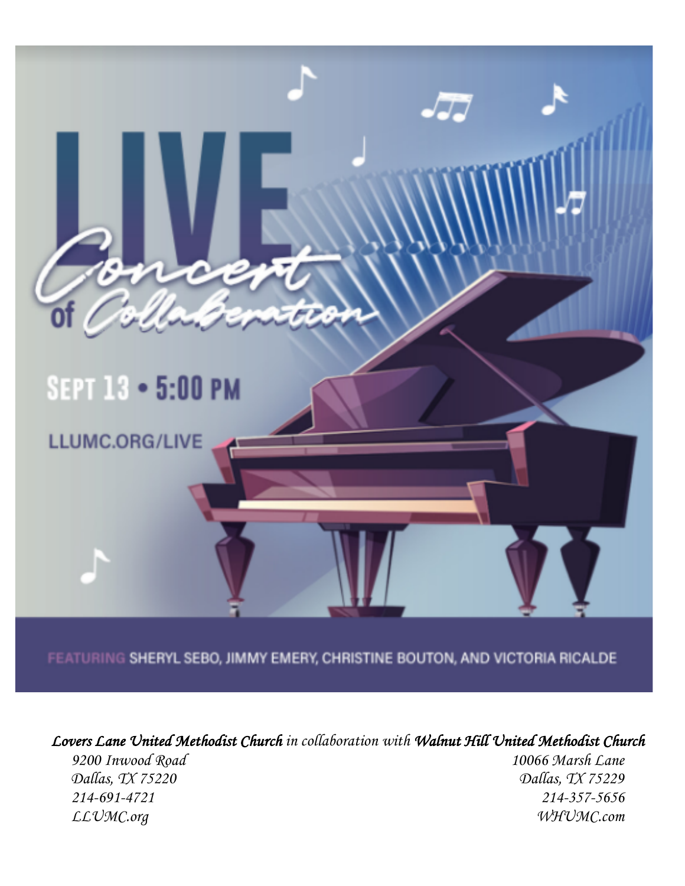# LIVE

## Concert of Collaboration

**SEPT 13 • 5:00 PM**

LLUMC.ORG/LIVE

FEATURING SHERYL SEBO, JIMMY EMERY, CHRISTINE BOUTON, AND VICTORIA RICALDE

***Lovers Lane United Methodist Church*** *in collaboration with* ***Walnut Hill United Methodist Church***

| Lovers Lane United Methodist Church | Walnut Hill United Methodist Church |
| --- | --- |
| *9200 Inwood Road* | *10066 Marsh Lane* |
| *Dallas, TX 75220* | *Dallas, TX 75229* |
| *214-691-4721* | *214-357-5656* |
| *LLUMC.org* | *WHUMC.com* |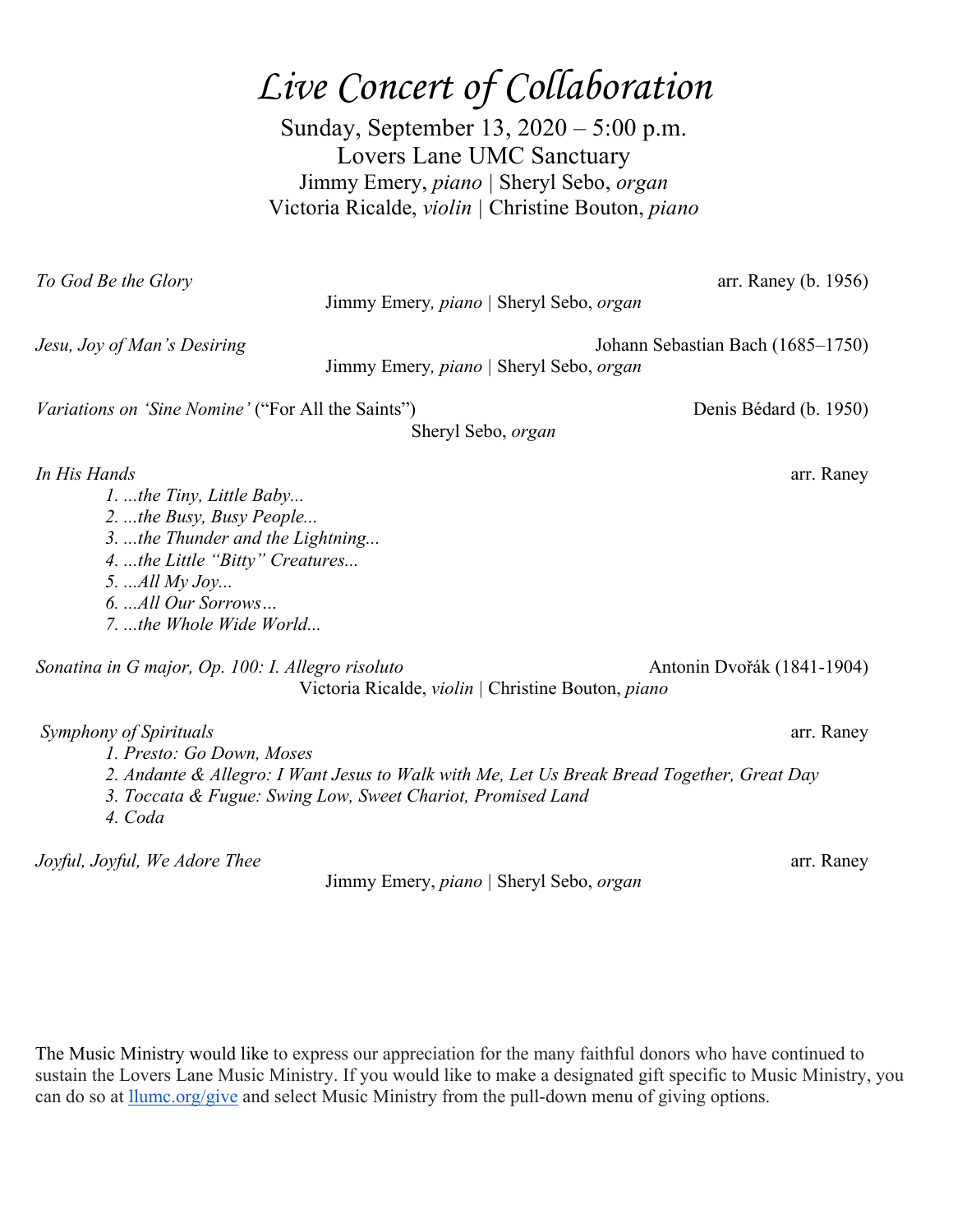# *Live Concert of Collaboration*

Sunday, September 13, 2020 – 5:00 p.m.
Lovers Lane UMC Sanctuary
Jimmy Emery, *piano* | Sheryl Sebo, *organ*
Victoria Ricalde, *violin* | Christine Bouton, *piano*

*To God Be the Glory* — arr. Raney (b. 1956)
Jimmy Emery, *piano* | Sheryl Sebo, *organ*

*Jesu, Joy of Man's Desiring* — Johann Sebastian Bach (1685–1750)
Jimmy Emery, *piano* | Sheryl Sebo, *organ*

*Variations on 'Sine Nomine'* ("For All the Saints") — Denis Bédard (b. 1950)
Sheryl Sebo, *organ*

*In His Hands* — arr. Raney

1. *...the Tiny, Little Baby...*
2. *...the Busy, Busy People...*
3. *...the Thunder and the Lightning...*
4. *...the Little "Bitty" Creatures...*
5. *...All My Joy...*
6. *...All Our Sorrows…*
7. *...the Whole Wide World...*

*Sonatina in G major, Op. 100: I. Allegro risoluto* — Antonin Dvořák (1841-1904)
Victoria Ricalde, *violin* | Christine Bouton, *piano*

*Symphony of Spirituals* — arr. Raney

1. *Presto: Go Down, Moses*
2. *Andante & Allegro: I Want Jesus to Walk with Me, Let Us Break Bread Together, Great Day*
3. *Toccata & Fugue: Swing Low, Sweet Chariot, Promised Land*
4. *Coda*

*Joyful, Joyful, We Adore Thee* — arr. Raney
Jimmy Emery, *piano* | Sheryl Sebo, *organ*

The Music Ministry would like to express our appreciation for the many faithful donors who have continued to sustain the Lovers Lane Music Ministry. If you would like to make a designated gift specific to Music Ministry, you can do so at llumc.org/give and select Music Ministry from the pull-down menu of giving options.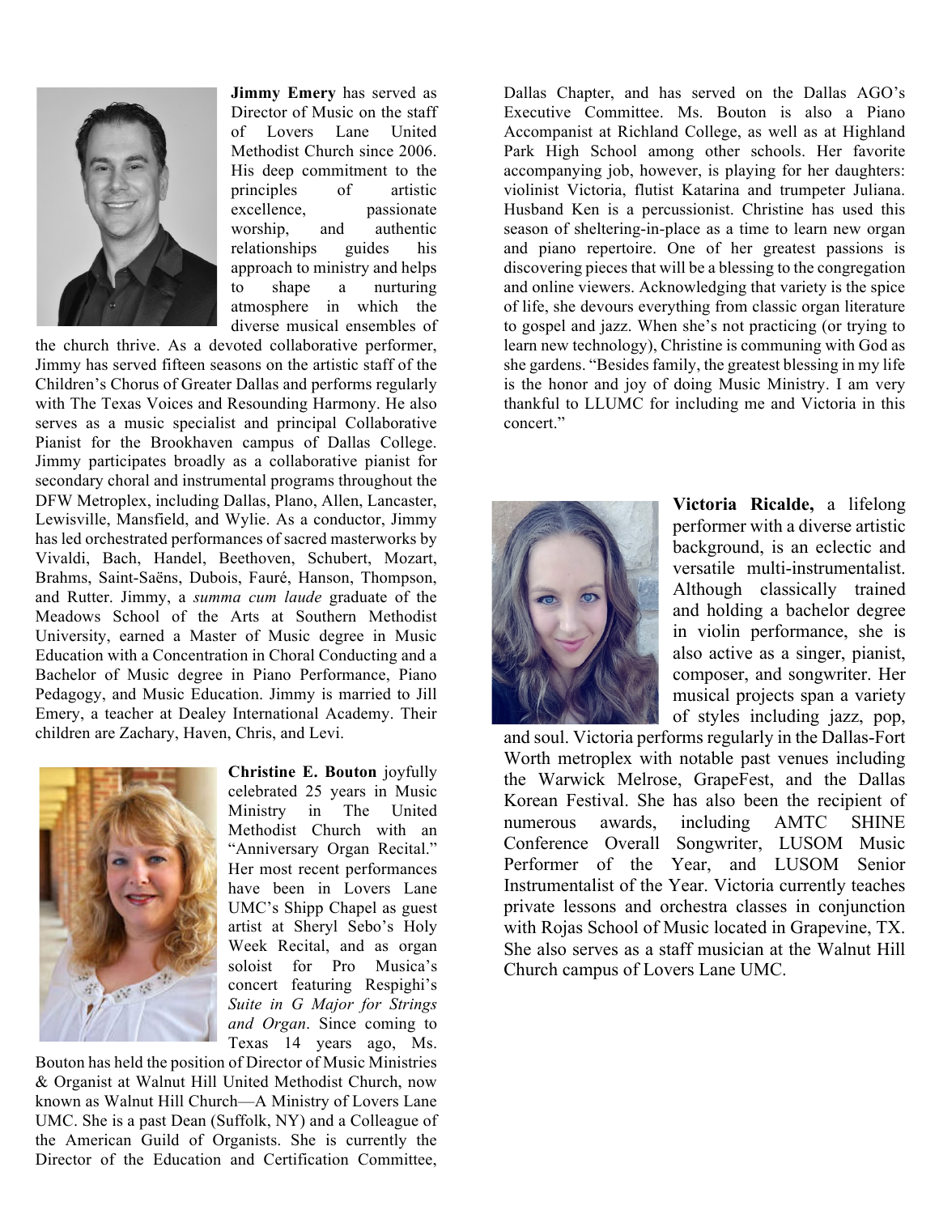**Jimmy Emery** has served as Director of Music on the staff of Lovers Lane United Methodist Church since 2006. His deep commitment to the principles of artistic excellence, passionate worship, and authentic relationships guides his approach to ministry and helps to shape a nurturing atmosphere in which the diverse musical ensembles of the church thrive. As a devoted collaborative performer, Jimmy has served fifteen seasons on the artistic staff of the Children's Chorus of Greater Dallas and performs regularly with The Texas Voices and Resounding Harmony. He also serves as a music specialist and principal Collaborative Pianist for the Brookhaven campus of Dallas College. Jimmy participates broadly as a collaborative pianist for secondary choral and instrumental programs throughout the DFW Metroplex, including Dallas, Plano, Allen, Lancaster, Lewisville, Mansfield, and Wylie. As a conductor, Jimmy has led orchestrated performances of sacred masterworks by Vivaldi, Bach, Handel, Beethoven, Schubert, Mozart, Brahms, Saint-Saëns, Dubois, Fauré, Hanson, Thompson, and Rutter. Jimmy, a *summa cum laude* graduate of the Meadows School of the Arts at Southern Methodist University, earned a Master of Music degree in Music Education with a Concentration in Choral Conducting and a Bachelor of Music degree in Piano Performance, Piano Pedagogy, and Music Education. Jimmy is married to Jill Emery, a teacher at Dealey International Academy. Their children are Zachary, Haven, Chris, and Levi.

**Christine E. Bouton** joyfully celebrated 25 years in Music Ministry in The United Methodist Church with an "Anniversary Organ Recital." Her most recent performances have been in Lovers Lane UMC's Shipp Chapel as guest artist at Sheryl Sebo's Holy Week Recital, and as organ soloist for Pro Musica's concert featuring Respighi's *Suite in G Major for Strings and Organ*. Since coming to Texas 14 years ago, Ms. Bouton has held the position of Director of Music Ministries & Organist at Walnut Hill United Methodist Church, now known as Walnut Hill Church—A Ministry of Lovers Lane UMC. She is a past Dean (Suffolk, NY) and a Colleague of the American Guild of Organists. She is currently the Director of the Education and Certification Committee, Dallas Chapter, and has served on the Dallas AGO's Executive Committee. Ms. Bouton is also a Piano Accompanist at Richland College, as well as at Highland Park High School among other schools. Her favorite accompanying job, however, is playing for her daughters: violinist Victoria, flutist Katarina and trumpeter Juliana. Husband Ken is a percussionist. Christine has used this season of sheltering-in-place as a time to learn new organ and piano repertoire. One of her greatest passions is discovering pieces that will be a blessing to the congregation and online viewers. Acknowledging that variety is the spice of life, she devours everything from classic organ literature to gospel and jazz. When she's not practicing (or trying to learn new technology), Christine is communing with God as she gardens. "Besides family, the greatest blessing in my life is the honor and joy of doing Music Ministry. I am very thankful to LLUMC for including me and Victoria in this concert."

**Victoria Ricalde,** a lifelong performer with a diverse artistic background, is an eclectic and versatile multi-instrumentalist. Although classically trained and holding a bachelor degree in violin performance, she is also active as a singer, pianist, composer, and songwriter. Her musical projects span a variety of styles including jazz, pop, and soul. Victoria performs regularly in the Dallas-Fort Worth metroplex with notable past venues including the Warwick Melrose, GrapeFest, and the Dallas Korean Festival. She has also been the recipient of numerous awards, including AMTC SHINE Conference Overall Songwriter, LUSOM Music Performer of the Year, and LUSOM Senior Instrumentalist of the Year. Victoria currently teaches private lessons and orchestra classes in conjunction with Rojas School of Music located in Grapevine, TX. She also serves as a staff musician at the Walnut Hill Church campus of Lovers Lane UMC.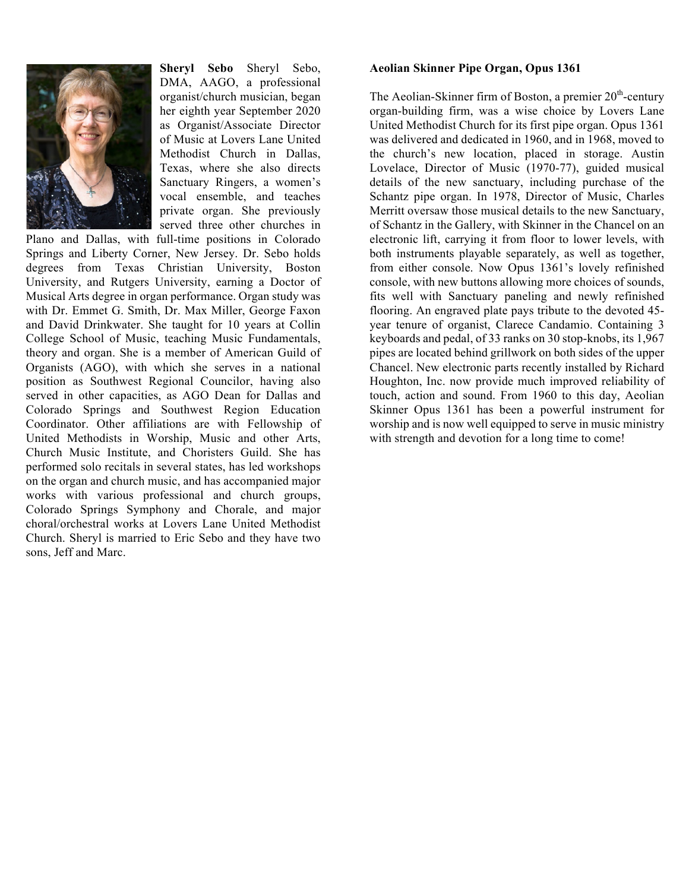**Sheryl Sebo** Sheryl Sebo, DMA, AAGO, a professional organist/church musician, began her eighth year September 2020 as Organist/Associate Director of Music at Lovers Lane United Methodist Church in Dallas, Texas, where she also directs Sanctuary Ringers, a women's vocal ensemble, and teaches private organ. She previously served three other churches in Plano and Dallas, with full-time positions in Colorado Springs and Liberty Corner, New Jersey. Dr. Sebo holds degrees from Texas Christian University, Boston University, and Rutgers University, earning a Doctor of Musical Arts degree in organ performance. Organ study was with Dr. Emmet G. Smith, Dr. Max Miller, George Faxon and David Drinkwater. She taught for 10 years at Collin College School of Music, teaching Music Fundamentals, theory and organ. She is a member of American Guild of Organists (AGO), with which she serves in a national position as Southwest Regional Councilor, having also served in other capacities, as AGO Dean for Dallas and Colorado Springs and Southwest Region Education Coordinator. Other affiliations are with Fellowship of United Methodists in Worship, Music and other Arts, Church Music Institute, and Choristers Guild. She has performed solo recitals in several states, has led workshops on the organ and church music, and has accompanied major works with various professional and church groups, Colorado Springs Symphony and Chorale, and major choral/orchestral works at Lovers Lane United Methodist Church. Sheryl is married to Eric Sebo and they have two sons, Jeff and Marc.

**Aeolian Skinner Pipe Organ, Opus 1361**

The Aeolian-Skinner firm of Boston, a premier 20th-century organ-building firm, was a wise choice by Lovers Lane United Methodist Church for its first pipe organ. Opus 1361 was delivered and dedicated in 1960, and in 1968, moved to the church's new location, placed in storage. Austin Lovelace, Director of Music (1970-77), guided musical details of the new sanctuary, including purchase of the Schantz pipe organ. In 1978, Director of Music, Charles Merritt oversaw those musical details to the new Sanctuary, of Schantz in the Gallery, with Skinner in the Chancel on an electronic lift, carrying it from floor to lower levels, with both instruments playable separately, as well as together, from either console. Now Opus 1361's lovely refinished console, with new buttons allowing more choices of sounds, fits well with Sanctuary paneling and newly refinished flooring. An engraved plate pays tribute to the devoted 45-year tenure of organist, Clarece Candamio. Containing 3 keyboards and pedal, of 33 ranks on 30 stop-knobs, its 1,967 pipes are located behind grillwork on both sides of the upper Chancel. New electronic parts recently installed by Richard Houghton, Inc. now provide much improved reliability of touch, action and sound. From 1960 to this day, Aeolian Skinner Opus 1361 has been a powerful instrument for worship and is now well equipped to serve in music ministry with strength and devotion for a long time to come!